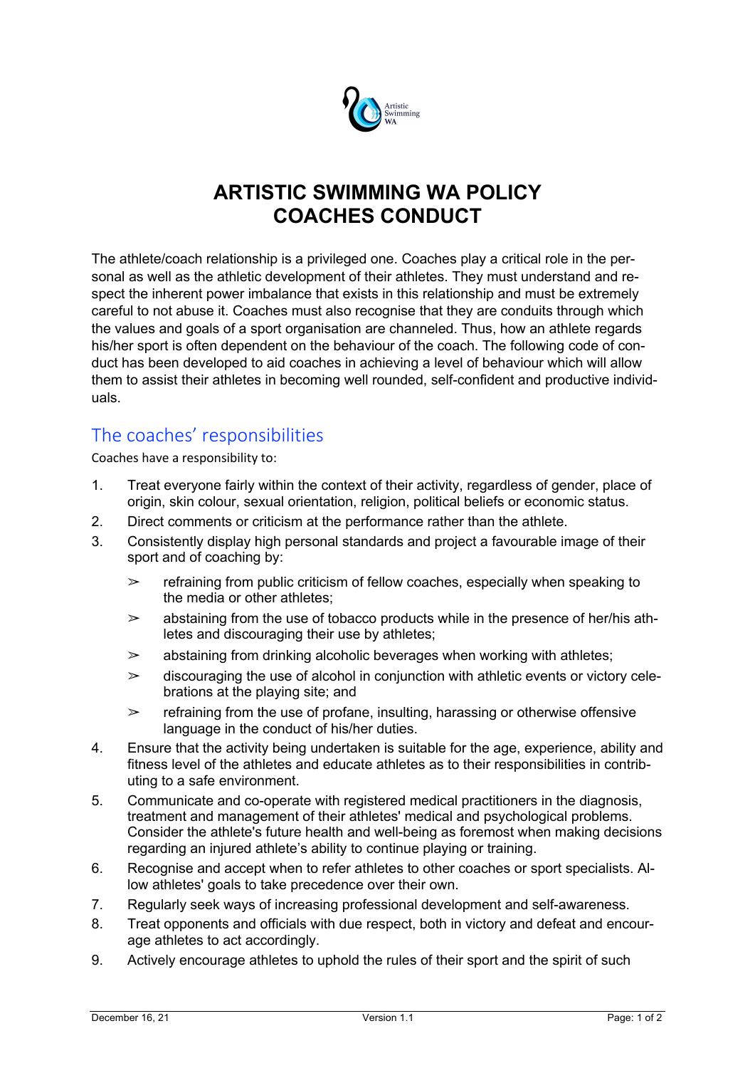# ARTISTIC SWIMMING WA POLICY
# COACHES CONDUCT

The athlete/coach relationship is a privileged one. Coaches play a critical role in the personal as well as the athletic development of their athletes. They must understand and respect the inherent power imbalance that exists in this relationship and must be extremely careful to not abuse it. Coaches must also recognise that they are conduits through which the values and goals of a sport organisation are channeled. Thus, how an athlete regards his/her sport is often dependent on the behaviour of the coach. The following code of conduct has been developed to aid coaches in achieving a level of behaviour which will allow them to assist their athletes in becoming well rounded, self-confident and productive individuals.

## The coaches' responsibilities

Coaches have a responsibility to:

1. Treat everyone fairly within the context of their activity, regardless of gender, place of origin, skin colour, sexual orientation, religion, political beliefs or economic status.
2. Direct comments or criticism at the performance rather than the athlete.
3. Consistently display high personal standards and project a favourable image of their sport and of coaching by:
   - refraining from public criticism of fellow coaches, especially when speaking to the media or other athletes;
   - abstaining from the use of tobacco products while in the presence of her/his athletes and discouraging their use by athletes;
   - abstaining from drinking alcoholic beverages when working with athletes;
   - discouraging the use of alcohol in conjunction with athletic events or victory celebrations at the playing site; and
   - refraining from the use of profane, insulting, harassing or otherwise offensive language in the conduct of his/her duties.
4. Ensure that the activity being undertaken is suitable for the age, experience, ability and fitness level of the athletes and educate athletes as to their responsibilities in contributing to a safe environment.
5. Communicate and co-operate with registered medical practitioners in the diagnosis, treatment and management of their athletes' medical and psychological problems. Consider the athlete's future health and well-being as foremost when making decisions regarding an injured athlete's ability to continue playing or training.
6. Recognise and accept when to refer athletes to other coaches or sport specialists. Allow athletes' goals to take precedence over their own.
7. Regularly seek ways of increasing professional development and self-awareness.
8. Treat opponents and officials with due respect, both in victory and defeat and encourage athletes to act accordingly.
9. Actively encourage athletes to uphold the rules of their sport and the spirit of such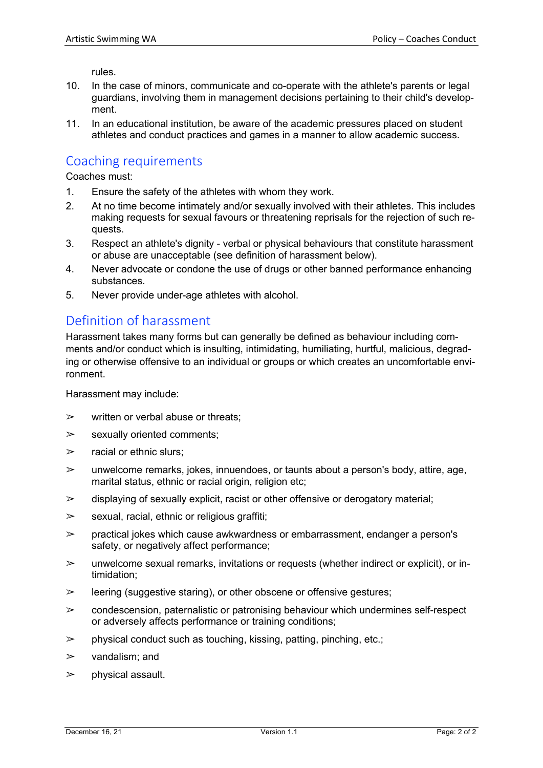rules.

10. In the case of minors, communicate and co-operate with the athlete's parents or legal guardians, involving them in management decisions pertaining to their child's development.
11. In an educational institution, be aware of the academic pressures placed on student athletes and conduct practices and games in a manner to allow academic success.

## Coaching requirements

Coaches must:

1. Ensure the safety of the athletes with whom they work.
2. At no time become intimately and/or sexually involved with their athletes. This includes making requests for sexual favours or threatening reprisals for the rejection of such requests.
3. Respect an athlete's dignity - verbal or physical behaviours that constitute harassment or abuse are unacceptable (see definition of harassment below).
4. Never advocate or condone the use of drugs or other banned performance enhancing substances.
5. Never provide under-age athletes with alcohol.

## Definition of harassment

Harassment takes many forms but can generally be defined as behaviour including comments and/or conduct which is insulting, intimidating, humiliating, hurtful, malicious, degrading or otherwise offensive to an individual or groups or which creates an uncomfortable environment.

Harassment may include:

- written or verbal abuse or threats;
- sexually oriented comments;
- racial or ethnic slurs;
- unwelcome remarks, jokes, innuendoes, or taunts about a person's body, attire, age, marital status, ethnic or racial origin, religion etc;
- displaying of sexually explicit, racist or other offensive or derogatory material;
- sexual, racial, ethnic or religious graffiti;
- practical jokes which cause awkwardness or embarrassment, endanger a person's safety, or negatively affect performance;
- unwelcome sexual remarks, invitations or requests (whether indirect or explicit), or intimidation;
- leering (suggestive staring), or other obscene or offensive gestures;
- condescension, paternalistic or patronising behaviour which undermines self-respect or adversely affects performance or training conditions;
- physical conduct such as touching, kissing, patting, pinching, etc.;
- vandalism; and
- physical assault.